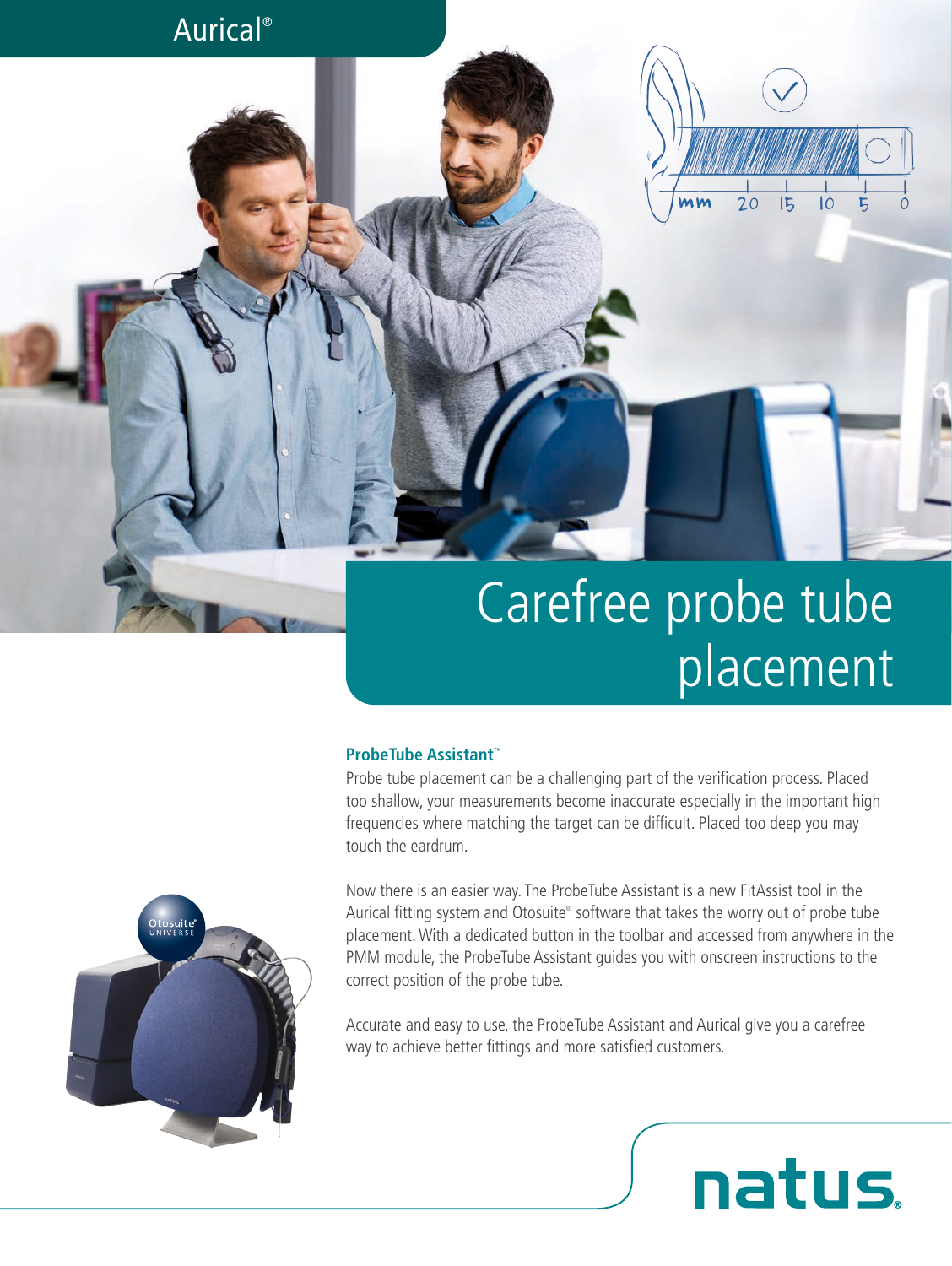Aurical®

# Carefree probe tube placement

### ProbeTube Assistant™

Probe tube placement can be a challenging part of the verification process. Placed too shallow, your measurements become inaccurate especially in the important high frequencies where matching the target can be difficult. Placed too deep you may touch the eardrum.

Now there is an easier way. The ProbeTube Assistant is a new FitAssist tool in the Aurical fitting system and Otosuite® software that takes the worry out of probe tube placement. With a dedicated button in the toolbar and accessed from anywhere in the PMM module, the ProbeTube Assistant guides you with onscreen instructions to the correct position of the probe tube.

Accurate and easy to use, the ProbeTube Assistant and Aurical give you a carefree way to achieve better fittings and more satisfied customers.

natus.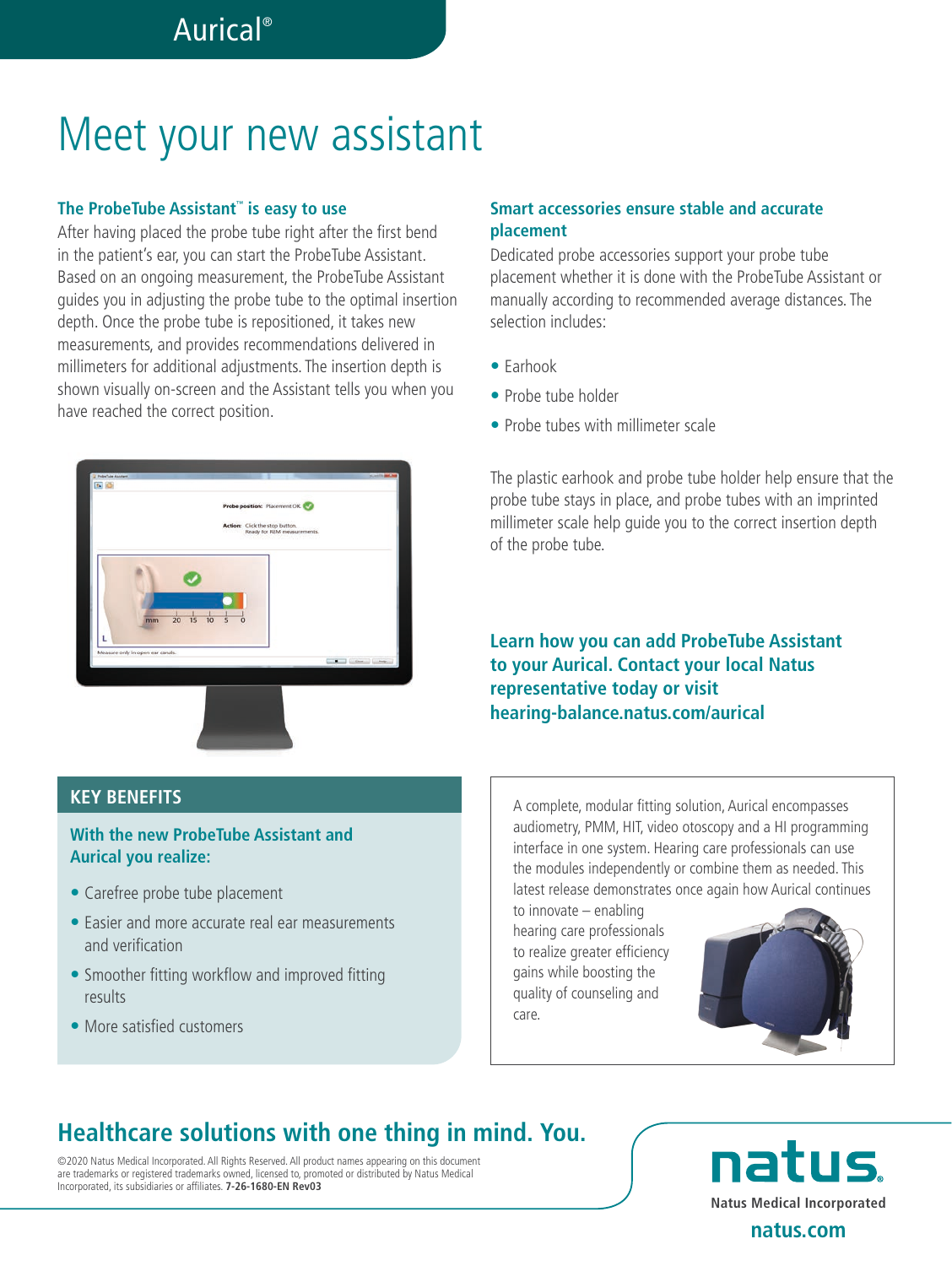Aurical®

# Meet your new assistant

### The ProbeTube Assistant™ is easy to use

After having placed the probe tube right after the first bend in the patient's ear, you can start the ProbeTube Assistant. Based on an ongoing measurement, the ProbeTube Assistant guides you in adjusting the probe tube to the optimal insertion depth. Once the probe tube is repositioned, it takes new measurements, and provides recommendations delivered in millimeters for additional adjustments. The insertion depth is shown visually on-screen and the Assistant tells you when you have reached the correct position.

### Smart accessories ensure stable and accurate placement

Dedicated probe accessories support your probe tube placement whether it is done with the ProbeTube Assistant or manually according to recommended average distances. The selection includes:

- Earhook
- Probe tube holder
- Probe tubes with millimeter scale

The plastic earhook and probe tube holder help ensure that the probe tube stays in place, and probe tubes with an imprinted millimeter scale help guide you to the correct insertion depth of the probe tube.

### Learn how you can add ProbeTube Assistant to your Aurical. Contact your local Natus representative today or visit hearing-balance.natus.com/aurical

## KEY BENEFITS

### With the new ProbeTube Assistant and Aurical you realize:

- Carefree probe tube placement
- Easier and more accurate real ear measurements and verification
- Smoother fitting workflow and improved fitting results
- More satisfied customers

A complete, modular fitting solution, Aurical encompasses audiometry, PMM, HIT, video otoscopy and a HI programming interface in one system. Hearing care professionals can use the modules independently or combine them as needed. This latest release demonstrates once again how Aurical continues to innovate – enabling hearing care professionals to realize greater efficiency gains while boosting the quality of counseling and care.

## Healthcare solutions with one thing in mind. You.

©2020 Natus Medical Incorporated. All Rights Reserved. All product names appearing on this document are trademarks or registered trademarks owned, licensed to, promoted or distributed by Natus Medical Incorporated, its subsidiaries or affiliates. **7-26-1680-EN Rev03**

natus.

Natus Medical Incorporated

natus.com